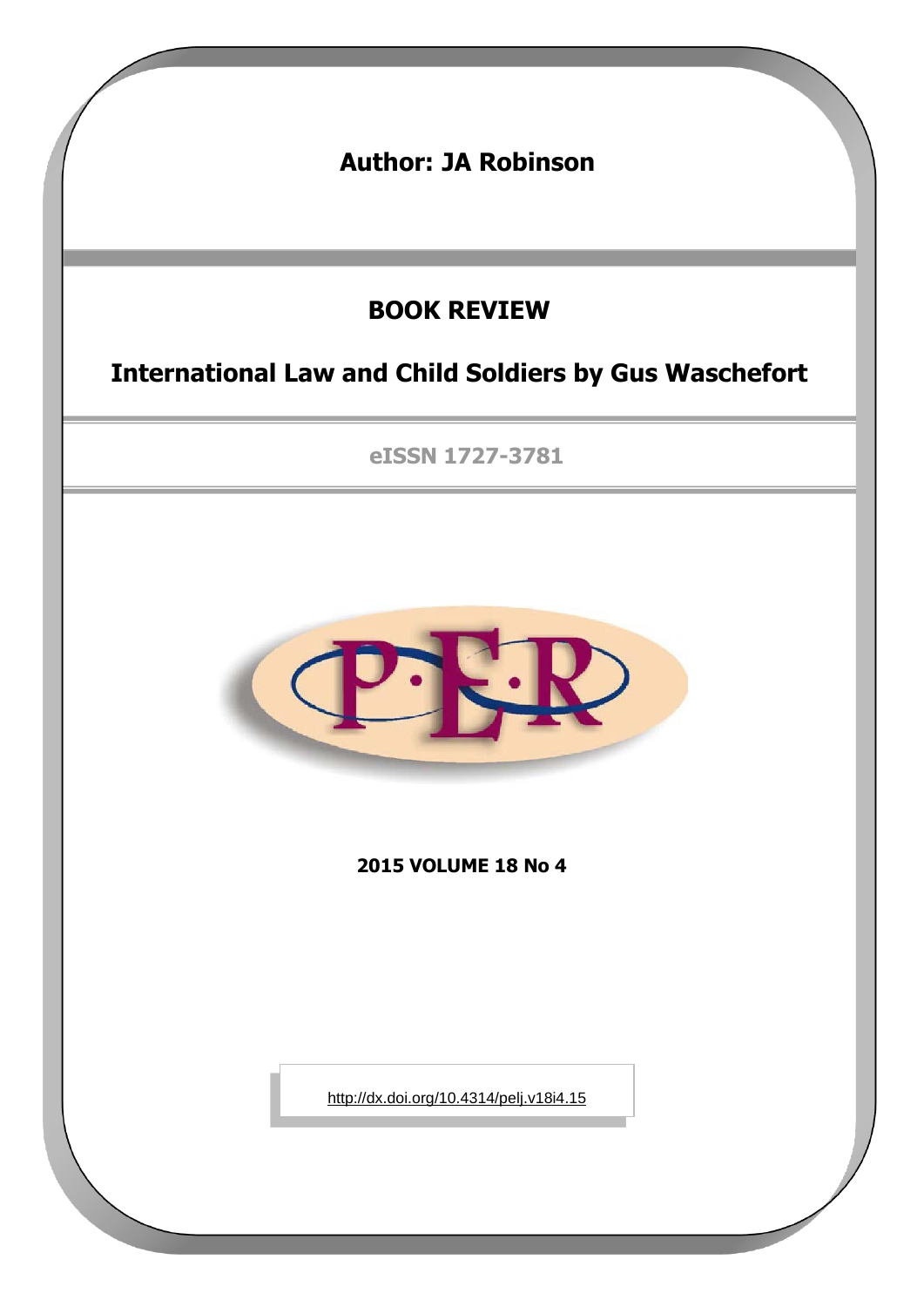**Author: JA Robinson**

# BOOK REVIEW

## International Law and Child Soldiers by Gus Waschefort

eISSN 1727-3781

**2015 VOLUME 18 No 4**

http://dx.doi.org/10.4314/pelj.v18i4.15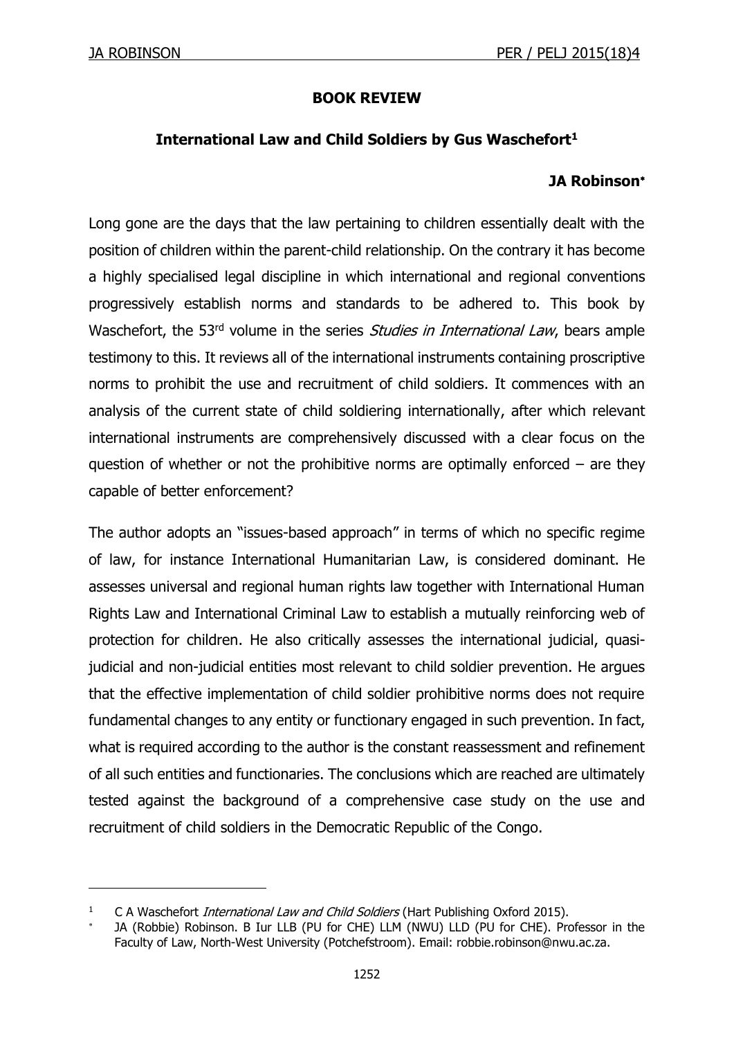**BOOK REVIEW**

**International Law and Child Soldiers by Gus Waschefort[1]**

**JA Robinson***

Long gone are the days that the law pertaining to children essentially dealt with the position of children within the parent-child relationship. On the contrary it has become a highly specialised legal discipline in which international and regional conventions progressively establish norms and standards to be adhered to. This book by Waschefort, the 53rd volume in the series *Studies in International Law*, bears ample testimony to this. It reviews all of the international instruments containing proscriptive norms to prohibit the use and recruitment of child soldiers. It commences with an analysis of the current state of child soldiering internationally, after which relevant international instruments are comprehensively discussed with a clear focus on the question of whether or not the prohibitive norms are optimally enforced – are they capable of better enforcement?

The author adopts an "issues-based approach" in terms of which no specific regime of law, for instance International Humanitarian Law, is considered dominant. He assesses universal and regional human rights law together with International Human Rights Law and International Criminal Law to establish a mutually reinforcing web of protection for children. He also critically assesses the international judicial, quasi-judicial and non-judicial entities most relevant to child soldier prevention. He argues that the effective implementation of child soldier prohibitive norms does not require fundamental changes to any entity or functionary engaged in such prevention. In fact, what is required according to the author is the constant reassessment and refinement of all such entities and functionaries. The conclusions which are reached are ultimately tested against the background of a comprehensive case study on the use and recruitment of child soldiers in the Democratic Republic of the Congo.

---

[1] C A Waschefort *International Law and Child Soldiers* (Hart Publishing Oxford 2015).

\* JA (Robbie) Robinson. B Iur LLB (PU for CHE) LLM (NWU) LLD (PU for CHE). Professor in the Faculty of Law, North-West University (Potchefstroom). Email: robbie.robinson@nwu.ac.za.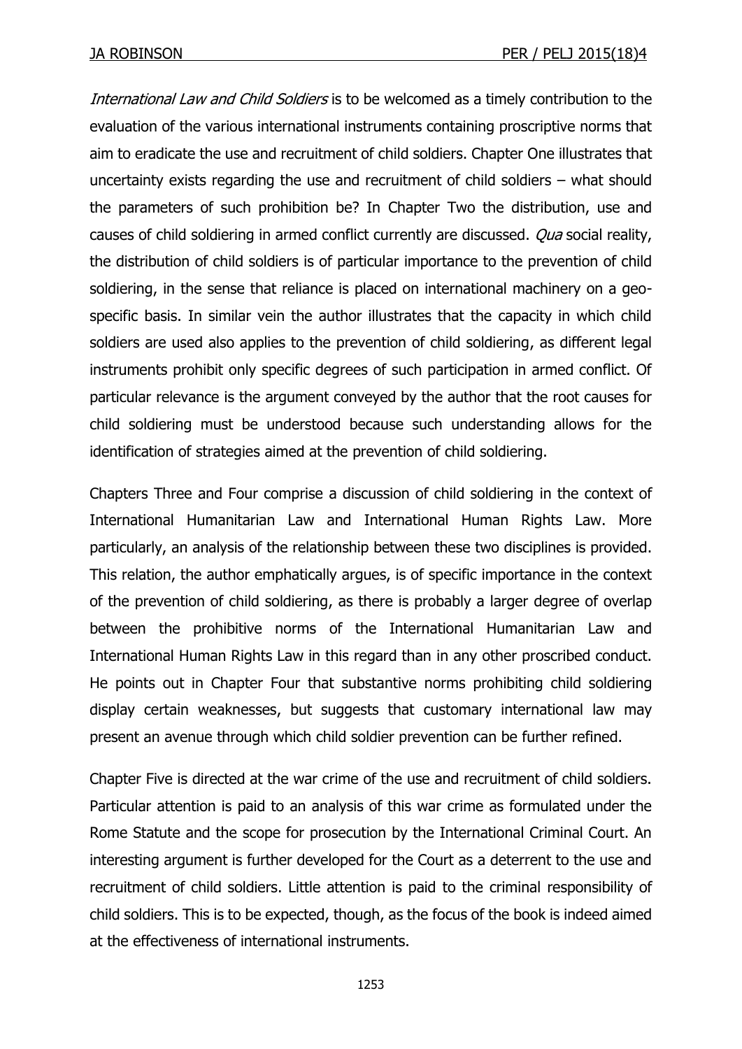*International Law and Child Soldiers* is to be welcomed as a timely contribution to the evaluation of the various international instruments containing proscriptive norms that aim to eradicate the use and recruitment of child soldiers. Chapter One illustrates that uncertainty exists regarding the use and recruitment of child soldiers – what should the parameters of such prohibition be? In Chapter Two the distribution, use and causes of child soldiering in armed conflict currently are discussed. *Qua* social reality, the distribution of child soldiers is of particular importance to the prevention of child soldiering, in the sense that reliance is placed on international machinery on a geo-specific basis. In similar vein the author illustrates that the capacity in which child soldiers are used also applies to the prevention of child soldiering, as different legal instruments prohibit only specific degrees of such participation in armed conflict. Of particular relevance is the argument conveyed by the author that the root causes for child soldiering must be understood because such understanding allows for the identification of strategies aimed at the prevention of child soldiering.

Chapters Three and Four comprise a discussion of child soldiering in the context of International Humanitarian Law and International Human Rights Law. More particularly, an analysis of the relationship between these two disciplines is provided. This relation, the author emphatically argues, is of specific importance in the context of the prevention of child soldiering, as there is probably a larger degree of overlap between the prohibitive norms of the International Humanitarian Law and International Human Rights Law in this regard than in any other proscribed conduct. He points out in Chapter Four that substantive norms prohibiting child soldiering display certain weaknesses, but suggests that customary international law may present an avenue through which child soldier prevention can be further refined.

Chapter Five is directed at the war crime of the use and recruitment of child soldiers. Particular attention is paid to an analysis of this war crime as formulated under the Rome Statute and the scope for prosecution by the International Criminal Court. An interesting argument is further developed for the Court as a deterrent to the use and recruitment of child soldiers. Little attention is paid to the criminal responsibility of child soldiers. This is to be expected, though, as the focus of the book is indeed aimed at the effectiveness of international instruments.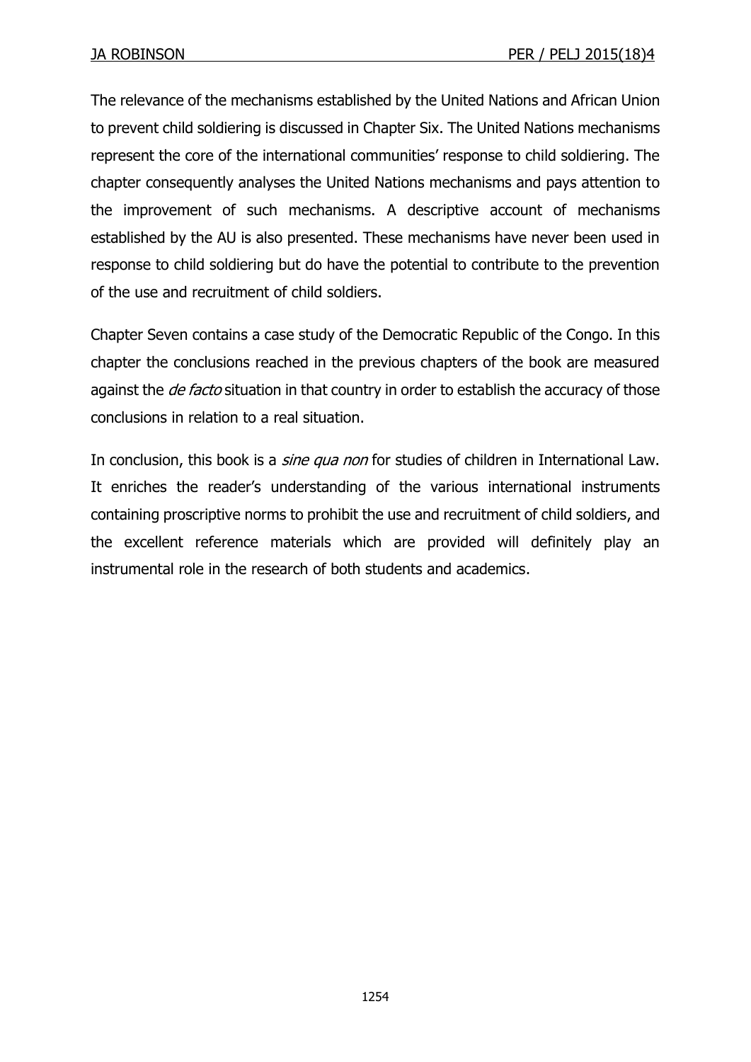The relevance of the mechanisms established by the United Nations and African Union to prevent child soldiering is discussed in Chapter Six. The United Nations mechanisms represent the core of the international communities' response to child soldiering. The chapter consequently analyses the United Nations mechanisms and pays attention to the improvement of such mechanisms. A descriptive account of mechanisms established by the AU is also presented. These mechanisms have never been used in response to child soldiering but do have the potential to contribute to the prevention of the use and recruitment of child soldiers.

Chapter Seven contains a case study of the Democratic Republic of the Congo. In this chapter the conclusions reached in the previous chapters of the book are measured against the *de facto* situation in that country in order to establish the accuracy of those conclusions in relation to a real situation.

In conclusion, this book is a *sine qua non* for studies of children in International Law. It enriches the reader's understanding of the various international instruments containing proscriptive norms to prohibit the use and recruitment of child soldiers, and the excellent reference materials which are provided will definitely play an instrumental role in the research of both students and academics.